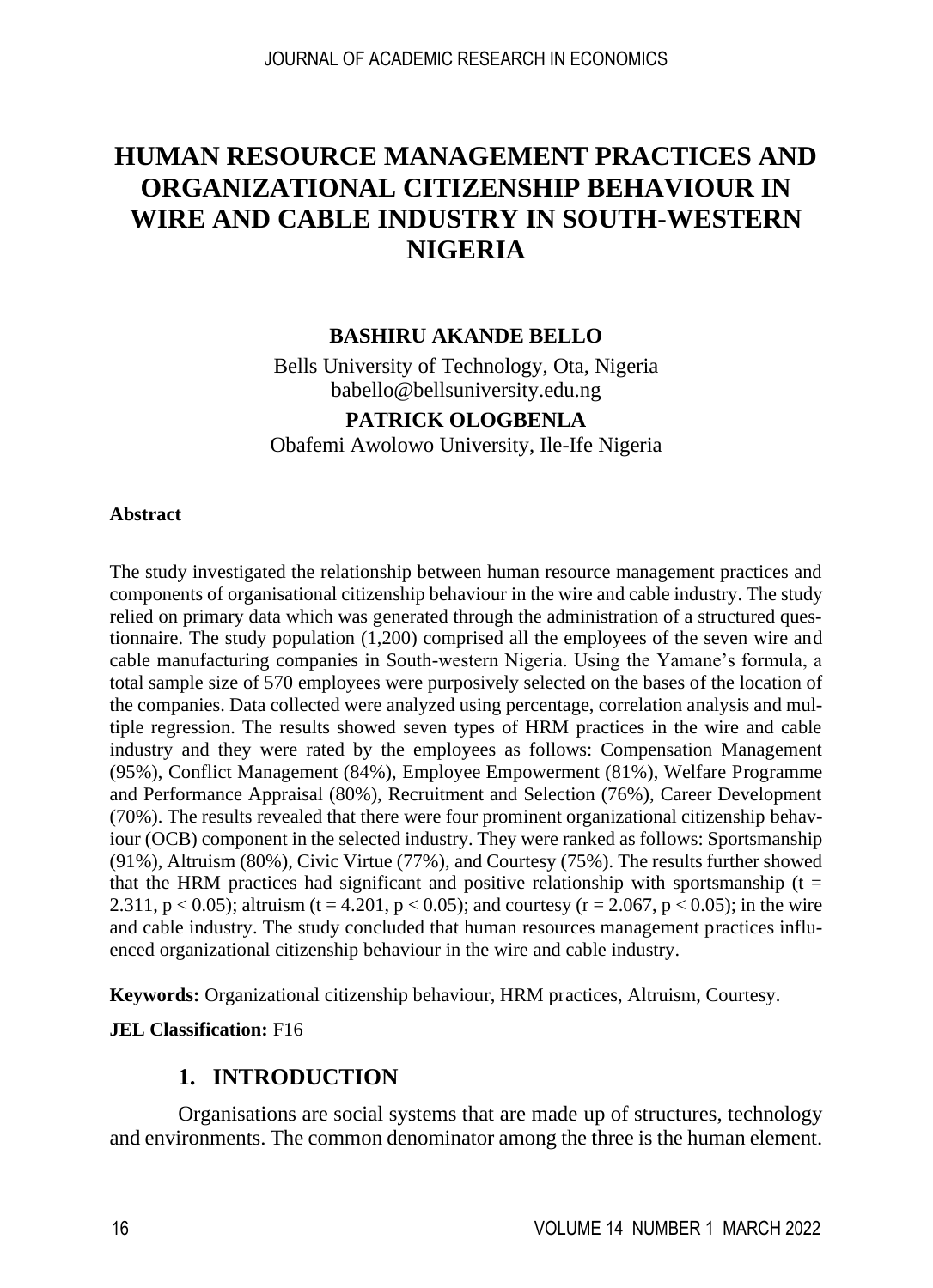# HUMAN RESOURCE MANAGEMENT PRACTICES AND ORGANIZATIONAL CITIZENSHIP BEHAVIOUR IN WIRE AND CABLE INDUSTRY IN SOUTH-WESTERN NIGERIA

**BASHIRU AKANDE BELLO**

Bells University of Technology, Ota, Nigeria
babello@bellsuniversity.edu.ng

**PATRICK OLOGBENLA**

Obafemi Awolowo University, Ile-Ife Nigeria

**Abstract**

The study investigated the relationship between human resource management practices and components of organisational citizenship behaviour in the wire and cable industry. The study relied on primary data which was generated through the administration of a structured questionnaire. The study population (1,200) comprised all the employees of the seven wire and cable manufacturing companies in South-western Nigeria. Using the Yamane's formula, a total sample size of 570 employees were purposively selected on the bases of the location of the companies. Data collected were analyzed using percentage, correlation analysis and multiple regression. The results showed seven types of HRM practices in the wire and cable industry and they were rated by the employees as follows: Compensation Management (95%), Conflict Management (84%), Employee Empowerment (81%), Welfare Programme and Performance Appraisal (80%), Recruitment and Selection (76%), Career Development (70%). The results revealed that there were four prominent organizational citizenship behaviour (OCB) component in the selected industry. They were ranked as follows: Sportsmanship (91%), Altruism (80%), Civic Virtue (77%), and Courtesy (75%). The results further showed that the HRM practices had significant and positive relationship with sportsmanship ($t = 2.311$, $p < 0.05$); altruism ($t = 4.201$, $p < 0.05$); and courtesy ($r = 2.067$, $p < 0.05$); in the wire and cable industry. The study concluded that human resources management practices influenced organizational citizenship behaviour in the wire and cable industry.

**Keywords:** Organizational citizenship behaviour, HRM practices, Altruism, Courtesy.

**JEL Classification:** F16

## 1. INTRODUCTION

Organisations are social systems that are made up of structures, technology and environments. The common denominator among the three is the human element.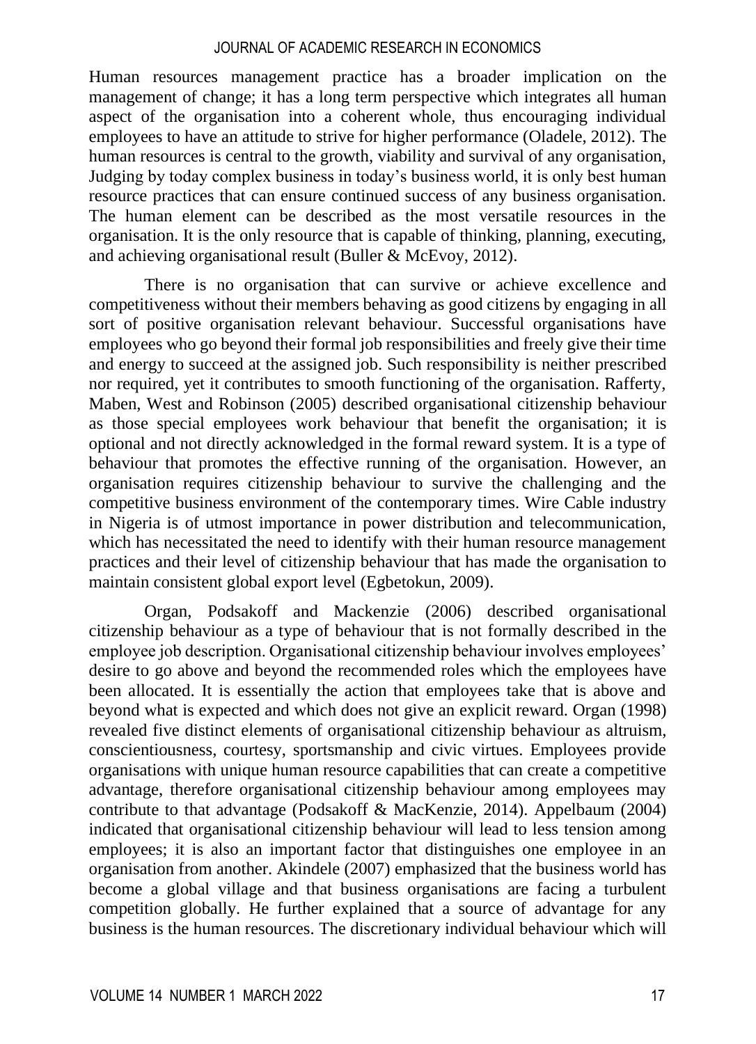Human resources management practice has a broader implication on the management of change; it has a long term perspective which integrates all human aspect of the organisation into a coherent whole, thus encouraging individual employees to have an attitude to strive for higher performance (Oladele, 2012). The human resources is central to the growth, viability and survival of any organisation, Judging by today complex business in today's business world, it is only best human resource practices that can ensure continued success of any business organisation. The human element can be described as the most versatile resources in the organisation. It is the only resource that is capable of thinking, planning, executing, and achieving organisational result (Buller & McEvoy, 2012).

There is no organisation that can survive or achieve excellence and competitiveness without their members behaving as good citizens by engaging in all sort of positive organisation relevant behaviour. Successful organisations have employees who go beyond their formal job responsibilities and freely give their time and energy to succeed at the assigned job. Such responsibility is neither prescribed nor required, yet it contributes to smooth functioning of the organisation. Rafferty, Maben, West and Robinson (2005) described organisational citizenship behaviour as those special employees work behaviour that benefit the organisation; it is optional and not directly acknowledged in the formal reward system. It is a type of behaviour that promotes the effective running of the organisation. However, an organisation requires citizenship behaviour to survive the challenging and the competitive business environment of the contemporary times. Wire Cable industry in Nigeria is of utmost importance in power distribution and telecommunication, which has necessitated the need to identify with their human resource management practices and their level of citizenship behaviour that has made the organisation to maintain consistent global export level (Egbetokun, 2009).

Organ, Podsakoff and Mackenzie (2006) described organisational citizenship behaviour as a type of behaviour that is not formally described in the employee job description. Organisational citizenship behaviour involves employees' desire to go above and beyond the recommended roles which the employees have been allocated. It is essentially the action that employees take that is above and beyond what is expected and which does not give an explicit reward. Organ (1998) revealed five distinct elements of organisational citizenship behaviour as altruism, conscientiousness, courtesy, sportsmanship and civic virtues. Employees provide organisations with unique human resource capabilities that can create a competitive advantage, therefore organisational citizenship behaviour among employees may contribute to that advantage (Podsakoff & MacKenzie, 2014). Appelbaum (2004) indicated that organisational citizenship behaviour will lead to less tension among employees; it is also an important factor that distinguishes one employee in an organisation from another. Akindele (2007) emphasized that the business world has become a global village and that business organisations are facing a turbulent competition globally. He further explained that a source of advantage for any business is the human resources. The discretionary individual behaviour which will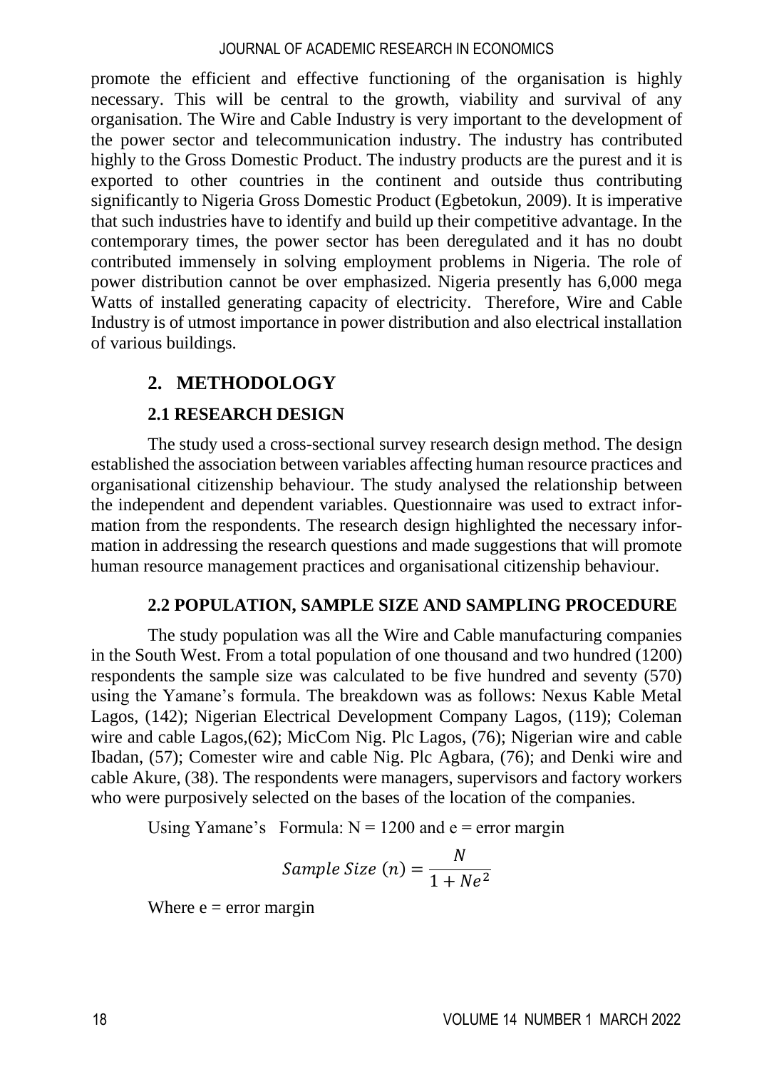promote the efficient and effective functioning of the organisation is highly necessary. This will be central to the growth, viability and survival of any organisation. The Wire and Cable Industry is very important to the development of the power sector and telecommunication industry. The industry has contributed highly to the Gross Domestic Product. The industry products are the purest and it is exported to other countries in the continent and outside thus contributing significantly to Nigeria Gross Domestic Product (Egbetokun, 2009). It is imperative that such industries have to identify and build up their competitive advantage. In the contemporary times, the power sector has been deregulated and it has no doubt contributed immensely in solving employment problems in Nigeria. The role of power distribution cannot be over emphasized. Nigeria presently has 6,000 mega Watts of installed generating capacity of electricity. Therefore, Wire and Cable Industry is of utmost importance in power distribution and also electrical installation of various buildings.

## 2. METHODOLOGY

### 2.1 RESEARCH DESIGN

The study used a cross-sectional survey research design method. The design established the association between variables affecting human resource practices and organisational citizenship behaviour. The study analysed the relationship between the independent and dependent variables. Questionnaire was used to extract information from the respondents. The research design highlighted the necessary information in addressing the research questions and made suggestions that will promote human resource management practices and organisational citizenship behaviour.

### 2.2 POPULATION, SAMPLE SIZE AND SAMPLING PROCEDURE

The study population was all the Wire and Cable manufacturing companies in the South West. From a total population of one thousand and two hundred (1200) respondents the sample size was calculated to be five hundred and seventy (570) using the Yamane's formula. The breakdown was as follows: Nexus Kable Metal Lagos, (142); Nigerian Electrical Development Company Lagos, (119); Coleman wire and cable Lagos,(62); MicCom Nig. Plc Lagos, (76); Nigerian wire and cable Ibadan, (57); Comester wire and cable Nig. Plc Agbara, (76); and Denki wire and cable Akure, (38). The respondents were managers, supervisors and factory workers who were purposively selected on the bases of the location of the companies.

Using Yamane's Formula: $N = 1200$ and $e$ = error margin

$$Sample\ Size\ (n) = \frac{N}{1 + Ne^2}$$

Where $e$ = error margin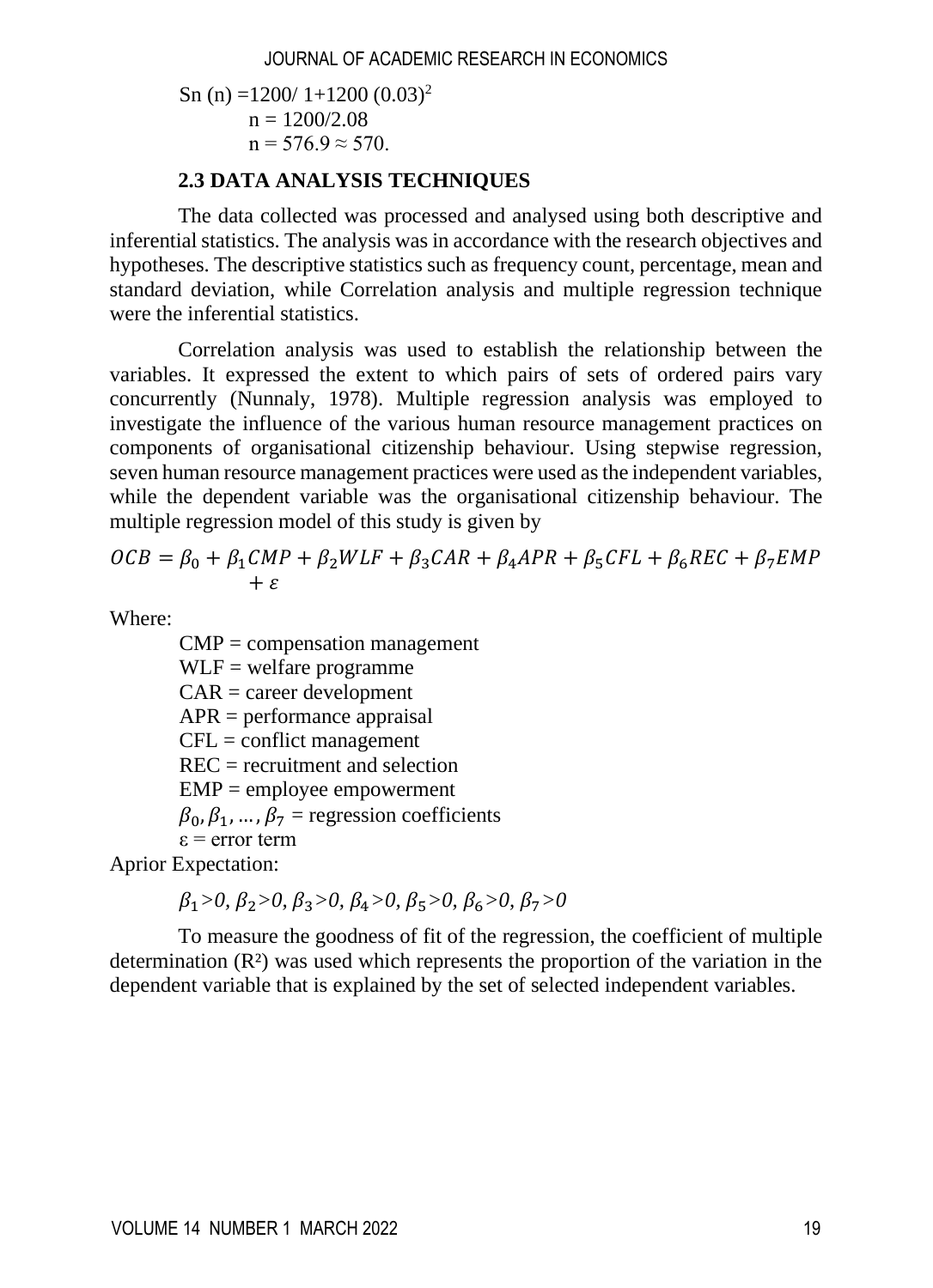Sn (n) =1200/ 1+1200 $(0.03)^2$

n = 1200/2.08

n = 576.9 ≈ 570.

### 2.3 DATA ANALYSIS TECHNIQUES

The data collected was processed and analysed using both descriptive and inferential statistics. The analysis was in accordance with the research objectives and hypotheses. The descriptive statistics such as frequency count, percentage, mean and standard deviation, while Correlation analysis and multiple regression technique were the inferential statistics.

Correlation analysis was used to establish the relationship between the variables. It expressed the extent to which pairs of sets of ordered pairs vary concurrently (Nunnaly, 1978). Multiple regression analysis was employed to investigate the influence of the various human resource management practices on components of organisational citizenship behaviour. Using stepwise regression, seven human resource management practices were used as the independent variables, while the dependent variable was the organisational citizenship behaviour. The multiple regression model of this study is given by

$$OCB = \beta_0 + \beta_1 CMP + \beta_2 WLF + \beta_3 CAR + \beta_4 APR + \beta_5 CFL + \beta_6 REC + \beta_7 EMP + \varepsilon$$

Where:

CMP = compensation management
WLF = welfare programme
CAR = career development
APR = performance appraisal
CFL = conflict management
REC = recruitment and selection
EMP = employee empowerment
$\beta_0, \beta_1, \ldots, \beta_7$ = regression coefficients
ε = error term

Aprior Expectation:

$\beta_1 > 0, \beta_2 > 0, \beta_3 > 0, \beta_4 > 0, \beta_5 > 0, \beta_6 > 0, \beta_7 > 0$

To measure the goodness of fit of the regression, the coefficient of multiple determination ($R^2$) was used which represents the proportion of the variation in the dependent variable that is explained by the set of selected independent variables.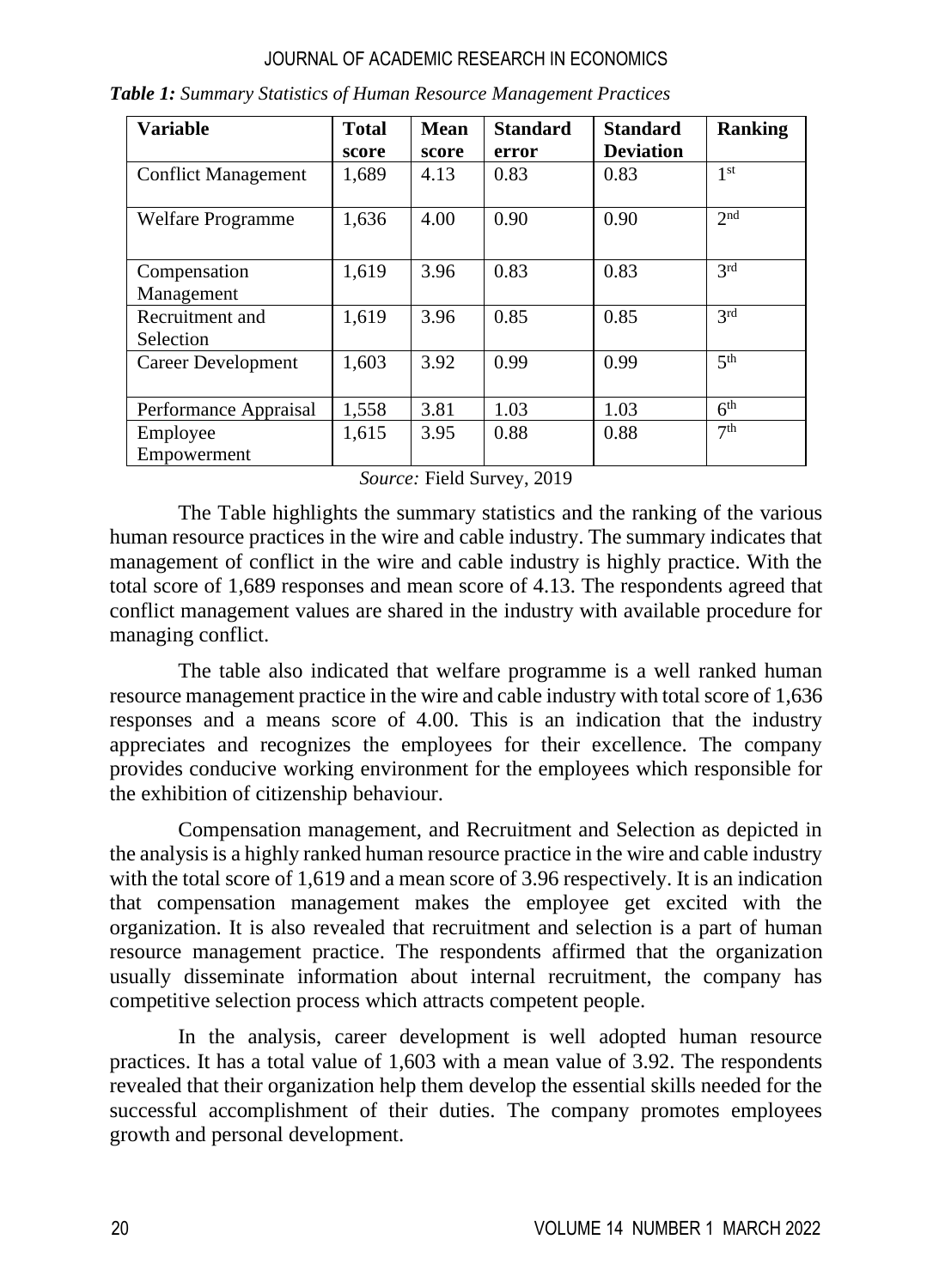***Table 1:*** *Summary Statistics of Human Resource Management Practices*

| Variable | Total score | Mean score | Standard error | Standard Deviation | Ranking |
|---|---|---|---|---|---|
| Conflict Management | 1,689 | 4.13 | 0.83 | 0.83 | 1st |
| Welfare Programme | 1,636 | 4.00 | 0.90 | 0.90 | 2nd |
| Compensation Management | 1,619 | 3.96 | 0.83 | 0.83 | 3rd |
| Recruitment and Selection | 1,619 | 3.96 | 0.85 | 0.85 | 3rd |
| Career Development | 1,603 | 3.92 | 0.99 | 0.99 | 5th |
| Performance Appraisal | 1,558 | 3.81 | 1.03 | 1.03 | 6th |
| Employee Empowerment | 1,615 | 3.95 | 0.88 | 0.88 | 7th |

*Source:* Field Survey, 2019

The Table highlights the summary statistics and the ranking of the various human resource practices in the wire and cable industry. The summary indicates that management of conflict in the wire and cable industry is highly practice. With the total score of 1,689 responses and mean score of 4.13. The respondents agreed that conflict management values are shared in the industry with available procedure for managing conflict.

The table also indicated that welfare programme is a well ranked human resource management practice in the wire and cable industry with total score of 1,636 responses and a means score of 4.00. This is an indication that the industry appreciates and recognizes the employees for their excellence. The company provides conducive working environment for the employees which responsible for the exhibition of citizenship behaviour.

Compensation management, and Recruitment and Selection as depicted in the analysis is a highly ranked human resource practice in the wire and cable industry with the total score of 1,619 and a mean score of 3.96 respectively. It is an indication that compensation management makes the employee get excited with the organization. It is also revealed that recruitment and selection is a part of human resource management practice. The respondents affirmed that the organization usually disseminate information about internal recruitment, the company has competitive selection process which attracts competent people.

In the analysis, career development is well adopted human resource practices. It has a total value of 1,603 with a mean value of 3.92. The respondents revealed that their organization help them develop the essential skills needed for the successful accomplishment of their duties. The company promotes employees growth and personal development.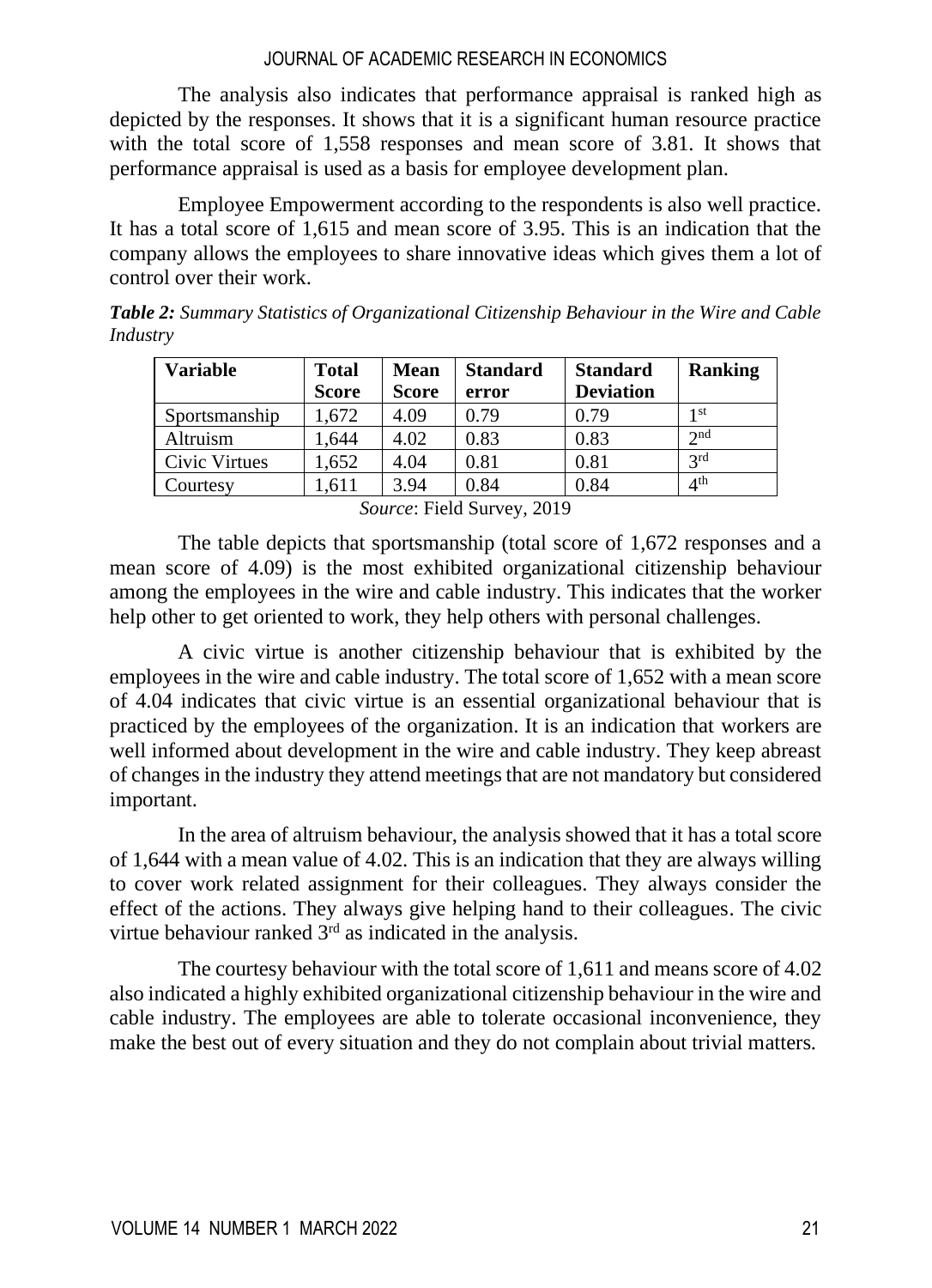The analysis also indicates that performance appraisal is ranked high as depicted by the responses. It shows that it is a significant human resource practice with the total score of 1,558 responses and mean score of 3.81. It shows that performance appraisal is used as a basis for employee development plan.

Employee Empowerment according to the respondents is also well practice. It has a total score of 1,615 and mean score of 3.95. This is an indication that the company allows the employees to share innovative ideas which gives them a lot of control over their work.

***Table 2:*** *Summary Statistics of Organizational Citizenship Behaviour in the Wire and Cable Industry*

| Variable | Total Score | Mean Score | Standard error | Standard Deviation | Ranking |
|---|---|---|---|---|---|
| Sportsmanship | 1,672 | 4.09 | 0.79 | 0.79 | 1st |
| Altruism | 1,644 | 4.02 | 0.83 | 0.83 | 2nd |
| Civic Virtues | 1,652 | 4.04 | 0.81 | 0.81 | 3rd |
| Courtesy | 1,611 | 3.94 | 0.84 | 0.84 | 4th |

*Source*: Field Survey, 2019

The table depicts that sportsmanship (total score of 1,672 responses and a mean score of 4.09) is the most exhibited organizational citizenship behaviour among the employees in the wire and cable industry. This indicates that the worker help other to get oriented to work, they help others with personal challenges.

A civic virtue is another citizenship behaviour that is exhibited by the employees in the wire and cable industry. The total score of 1,652 with a mean score of 4.04 indicates that civic virtue is an essential organizational behaviour that is practiced by the employees of the organization. It is an indication that workers are well informed about development in the wire and cable industry. They keep abreast of changes in the industry they attend meetings that are not mandatory but considered important.

In the area of altruism behaviour, the analysis showed that it has a total score of 1,644 with a mean value of 4.02. This is an indication that they are always willing to cover work related assignment for their colleagues. They always consider the effect of the actions. They always give helping hand to their colleagues. The civic virtue behaviour ranked 3rd as indicated in the analysis.

The courtesy behaviour with the total score of 1,611 and means score of 4.02 also indicated a highly exhibited organizational citizenship behaviour in the wire and cable industry. The employees are able to tolerate occasional inconvenience, they make the best out of every situation and they do not complain about trivial matters.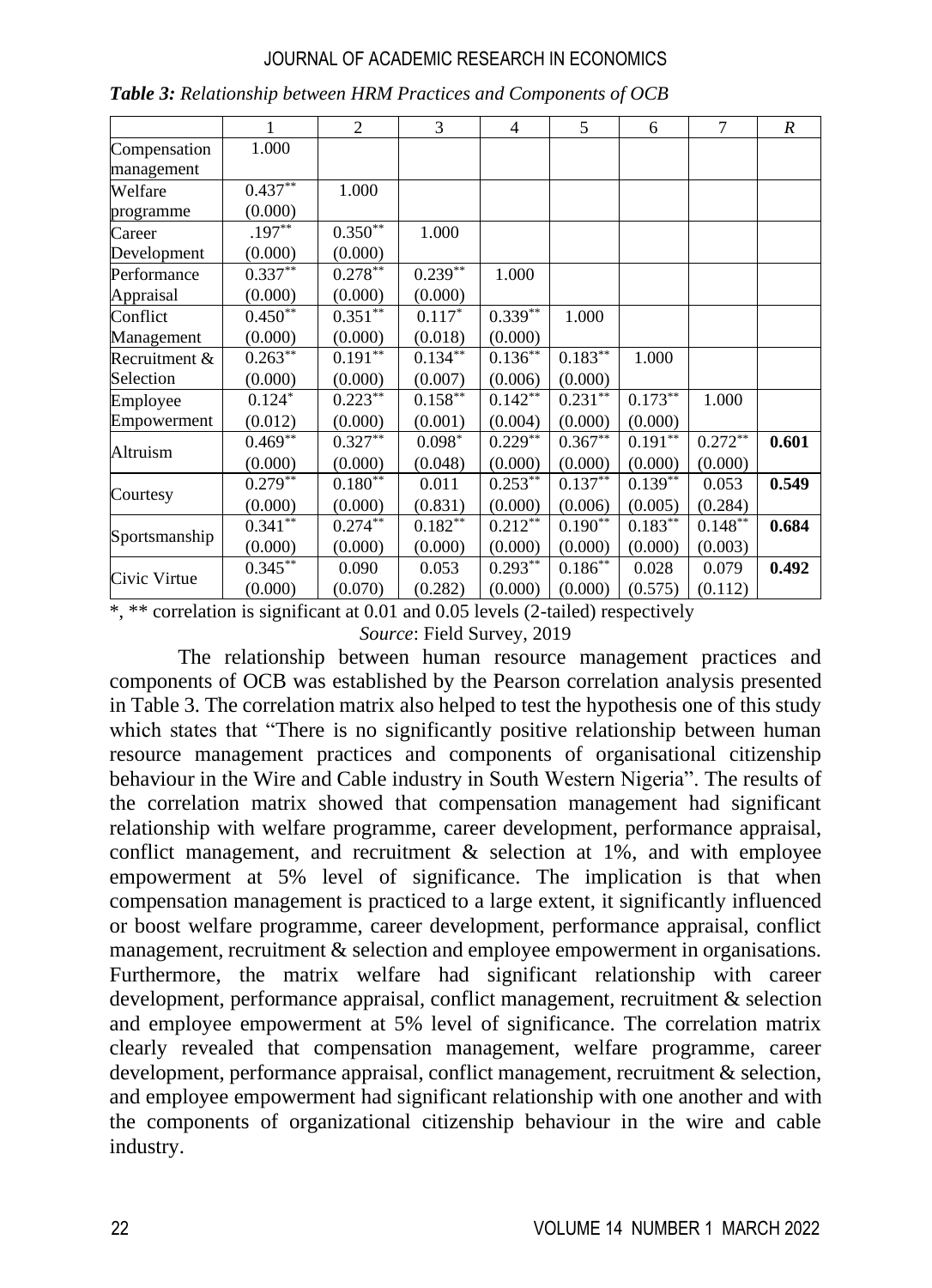*Table 3: Relationship between HRM Practices and Components of OCB*

| | 1 | 2 | 3 | 4 | 5 | 6 | 7 | *R* |
|---|---|---|---|---|---|---|---|---|
| Compensation management | 1.000 | | | | | | | |
| Welfare programme | 0.437** (0.000) | 1.000 | | | | | | |
| Career Development | .197** (0.000) | 0.350** (0.000) | 1.000 | | | | | |
| Performance Appraisal | 0.337** (0.000) | 0.278** (0.000) | 0.239** (0.000) | 1.000 | | | | |
| Conflict Management | 0.450** (0.000) | 0.351** (0.000) | 0.117* (0.018) | 0.339** (0.000) | 1.000 | | | |
| Recruitment & Selection | 0.263** (0.000) | 0.191** (0.000) | 0.134** (0.007) | 0.136** (0.006) | 0.183** (0.000) | 1.000 | | |
| Employee Empowerment | 0.124* (0.012) | 0.223** (0.000) | 0.158** (0.001) | 0.142** (0.004) | 0.231** (0.000) | 0.173** (0.000) | 1.000 | |
| Altruism | 0.469** (0.000) | 0.327** (0.000) | 0.098* (0.048) | 0.229** (0.000) | 0.367** (0.000) | 0.191** (0.000) | 0.272** (0.000) | **0.601** |
| Courtesy | 0.279** (0.000) | 0.180** (0.000) | 0.011 (0.831) | 0.253** (0.000) | 0.137** (0.006) | 0.139** (0.005) | 0.053 (0.284) | **0.549** |
| Sportsmanship | 0.341** (0.000) | 0.274** (0.000) | 0.182** (0.000) | 0.212** (0.000) | 0.190** (0.000) | 0.183** (0.000) | 0.148** (0.003) | **0.684** |
| Civic Virtue | 0.345** (0.000) | 0.090 (0.070) | 0.053 (0.282) | 0.293** (0.000) | 0.186** (0.000) | 0.028 (0.575) | 0.079 (0.112) | **0.492** |

*, ** correlation is significant at 0.01 and 0.05 levels (2-tailed) respectively

*Source*: Field Survey, 2019

The relationship between human resource management practices and components of OCB was established by the Pearson correlation analysis presented in Table 3. The correlation matrix also helped to test the hypothesis one of this study which states that "There is no significantly positive relationship between human resource management practices and components of organisational citizenship behaviour in the Wire and Cable industry in South Western Nigeria". The results of the correlation matrix showed that compensation management had significant relationship with welfare programme, career development, performance appraisal, conflict management, and recruitment & selection at 1%, and with employee empowerment at 5% level of significance. The implication is that when compensation management is practiced to a large extent, it significantly influenced or boost welfare programme, career development, performance appraisal, conflict management, recruitment & selection and employee empowerment in organisations. Furthermore, the matrix welfare had significant relationship with career development, performance appraisal, conflict management, recruitment & selection and employee empowerment at 5% level of significance. The correlation matrix clearly revealed that compensation management, welfare programme, career development, performance appraisal, conflict management, recruitment & selection, and employee empowerment had significant relationship with one another and with the components of organizational citizenship behaviour in the wire and cable industry.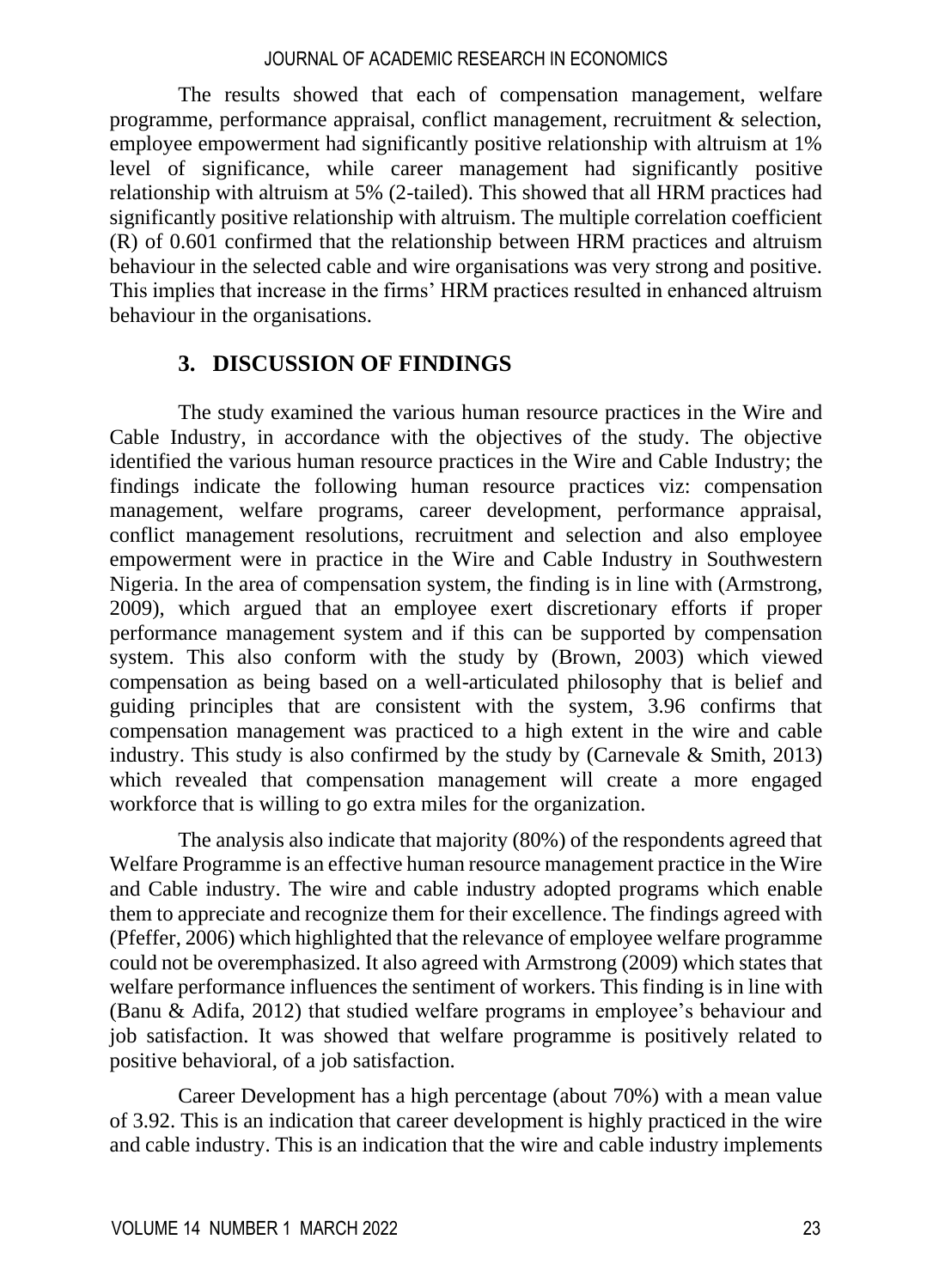The results showed that each of compensation management, welfare programme, performance appraisal, conflict management, recruitment & selection, employee empowerment had significantly positive relationship with altruism at 1% level of significance, while career management had significantly positive relationship with altruism at 5% (2-tailed). This showed that all HRM practices had significantly positive relationship with altruism. The multiple correlation coefficient (R) of 0.601 confirmed that the relationship between HRM practices and altruism behaviour in the selected cable and wire organisations was very strong and positive. This implies that increase in the firms' HRM practices resulted in enhanced altruism behaviour in the organisations.

## 3. DISCUSSION OF FINDINGS

The study examined the various human resource practices in the Wire and Cable Industry, in accordance with the objectives of the study. The objective identified the various human resource practices in the Wire and Cable Industry; the findings indicate the following human resource practices viz: compensation management, welfare programs, career development, performance appraisal, conflict management resolutions, recruitment and selection and also employee empowerment were in practice in the Wire and Cable Industry in Southwestern Nigeria. In the area of compensation system, the finding is in line with (Armstrong, 2009), which argued that an employee exert discretionary efforts if proper performance management system and if this can be supported by compensation system. This also conform with the study by (Brown, 2003) which viewed compensation as being based on a well-articulated philosophy that is belief and guiding principles that are consistent with the system, 3.96 confirms that compensation management was practiced to a high extent in the wire and cable industry. This study is also confirmed by the study by (Carnevale & Smith, 2013) which revealed that compensation management will create a more engaged workforce that is willing to go extra miles for the organization.

The analysis also indicate that majority (80%) of the respondents agreed that Welfare Programme is an effective human resource management practice in the Wire and Cable industry. The wire and cable industry adopted programs which enable them to appreciate and recognize them for their excellence. The findings agreed with (Pfeffer, 2006) which highlighted that the relevance of employee welfare programme could not be overemphasized. It also agreed with Armstrong (2009) which states that welfare performance influences the sentiment of workers. This finding is in line with (Banu & Adifa, 2012) that studied welfare programs in employee's behaviour and job satisfaction. It was showed that welfare programme is positively related to positive behavioral, of a job satisfaction.

Career Development has a high percentage (about 70%) with a mean value of 3.92. This is an indication that career development is highly practiced in the wire and cable industry. This is an indication that the wire and cable industry implements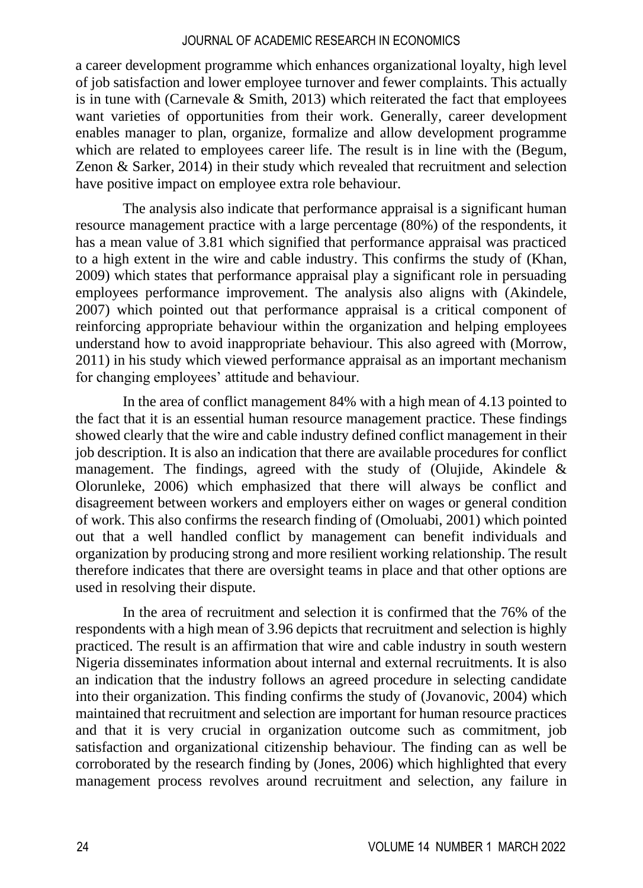a career development programme which enhances organizational loyalty, high level of job satisfaction and lower employee turnover and fewer complaints. This actually is in tune with (Carnevale & Smith, 2013) which reiterated the fact that employees want varieties of opportunities from their work. Generally, career development enables manager to plan, organize, formalize and allow development programme which are related to employees career life. The result is in line with the (Begum, Zenon & Sarker, 2014) in their study which revealed that recruitment and selection have positive impact on employee extra role behaviour.

The analysis also indicate that performance appraisal is a significant human resource management practice with a large percentage (80%) of the respondents, it has a mean value of 3.81 which signified that performance appraisal was practiced to a high extent in the wire and cable industry. This confirms the study of (Khan, 2009) which states that performance appraisal play a significant role in persuading employees performance improvement. The analysis also aligns with (Akindele, 2007) which pointed out that performance appraisal is a critical component of reinforcing appropriate behaviour within the organization and helping employees understand how to avoid inappropriate behaviour. This also agreed with (Morrow, 2011) in his study which viewed performance appraisal as an important mechanism for changing employees' attitude and behaviour.

In the area of conflict management 84% with a high mean of 4.13 pointed to the fact that it is an essential human resource management practice. These findings showed clearly that the wire and cable industry defined conflict management in their job description. It is also an indication that there are available procedures for conflict management. The findings, agreed with the study of (Olujide, Akindele & Olorunleke, 2006) which emphasized that there will always be conflict and disagreement between workers and employers either on wages or general condition of work. This also confirms the research finding of (Omoluabi, 2001) which pointed out that a well handled conflict by management can benefit individuals and organization by producing strong and more resilient working relationship. The result therefore indicates that there are oversight teams in place and that other options are used in resolving their dispute.

In the area of recruitment and selection it is confirmed that the 76% of the respondents with a high mean of 3.96 depicts that recruitment and selection is highly practiced. The result is an affirmation that wire and cable industry in south western Nigeria disseminates information about internal and external recruitments. It is also an indication that the industry follows an agreed procedure in selecting candidate into their organization. This finding confirms the study of (Jovanovic, 2004) which maintained that recruitment and selection are important for human resource practices and that it is very crucial in organization outcome such as commitment, job satisfaction and organizational citizenship behaviour. The finding can as well be corroborated by the research finding by (Jones, 2006) which highlighted that every management process revolves around recruitment and selection, any failure in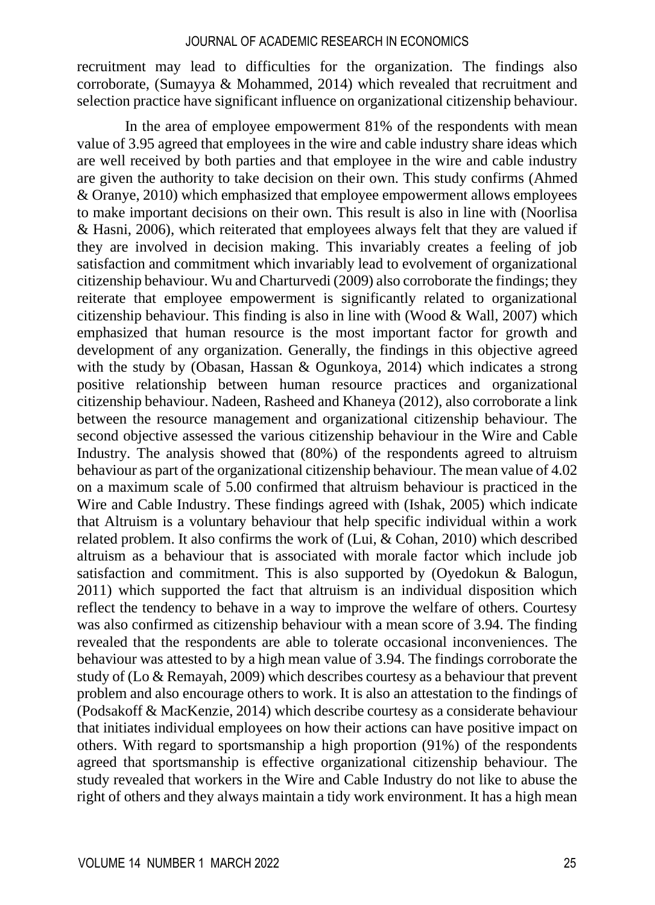recruitment may lead to difficulties for the organization. The findings also corroborate, (Sumayya & Mohammed, 2014) which revealed that recruitment and selection practice have significant influence on organizational citizenship behaviour.

In the area of employee empowerment 81% of the respondents with mean value of 3.95 agreed that employees in the wire and cable industry share ideas which are well received by both parties and that employee in the wire and cable industry are given the authority to take decision on their own. This study confirms (Ahmed & Oranye, 2010) which emphasized that employee empowerment allows employees to make important decisions on their own. This result is also in line with (Noorlisa & Hasni, 2006), which reiterated that employees always felt that they are valued if they are involved in decision making. This invariably creates a feeling of job satisfaction and commitment which invariably lead to evolvement of organizational citizenship behaviour. Wu and Charturvedi (2009) also corroborate the findings; they reiterate that employee empowerment is significantly related to organizational citizenship behaviour. This finding is also in line with (Wood & Wall, 2007) which emphasized that human resource is the most important factor for growth and development of any organization. Generally, the findings in this objective agreed with the study by (Obasan, Hassan & Ogunkoya, 2014) which indicates a strong positive relationship between human resource practices and organizational citizenship behaviour. Nadeen, Rasheed and Khaneya (2012), also corroborate a link between the resource management and organizational citizenship behaviour. The second objective assessed the various citizenship behaviour in the Wire and Cable Industry. The analysis showed that (80%) of the respondents agreed to altruism behaviour as part of the organizational citizenship behaviour. The mean value of 4.02 on a maximum scale of 5.00 confirmed that altruism behaviour is practiced in the Wire and Cable Industry. These findings agreed with (Ishak, 2005) which indicate that Altruism is a voluntary behaviour that help specific individual within a work related problem. It also confirms the work of (Lui, & Cohan, 2010) which described altruism as a behaviour that is associated with morale factor which include job satisfaction and commitment. This is also supported by (Oyedokun & Balogun, 2011) which supported the fact that altruism is an individual disposition which reflect the tendency to behave in a way to improve the welfare of others. Courtesy was also confirmed as citizenship behaviour with a mean score of 3.94. The finding revealed that the respondents are able to tolerate occasional inconveniences. The behaviour was attested to by a high mean value of 3.94. The findings corroborate the study of (Lo & Remayah, 2009) which describes courtesy as a behaviour that prevent problem and also encourage others to work. It is also an attestation to the findings of (Podsakoff & MacKenzie, 2014) which describe courtesy as a considerate behaviour that initiates individual employees on how their actions can have positive impact on others. With regard to sportsmanship a high proportion (91%) of the respondents agreed that sportsmanship is effective organizational citizenship behaviour. The study revealed that workers in the Wire and Cable Industry do not like to abuse the right of others and they always maintain a tidy work environment. It has a high mean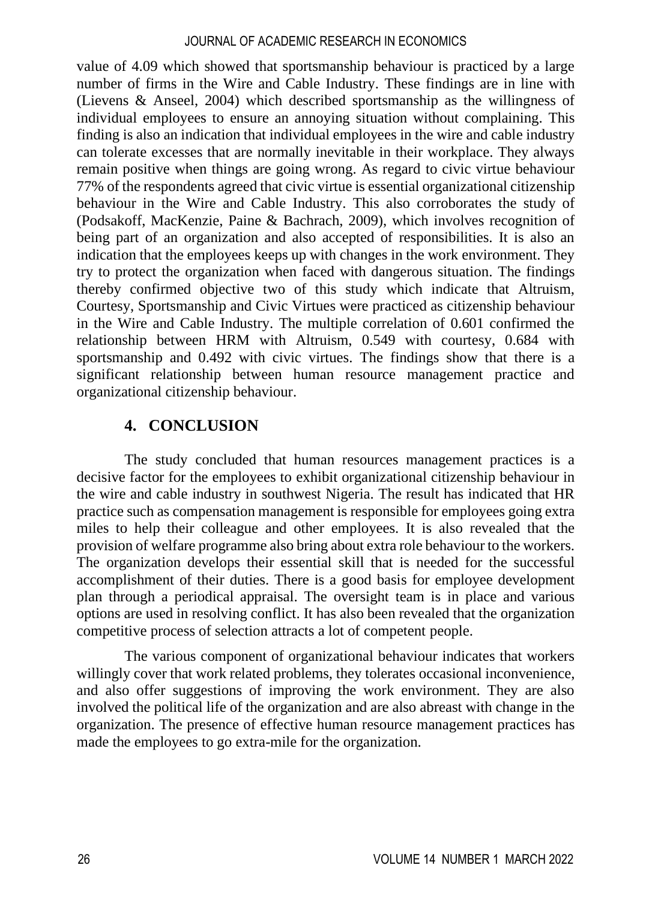value of 4.09 which showed that sportsmanship behaviour is practiced by a large number of firms in the Wire and Cable Industry. These findings are in line with (Lievens & Anseel, 2004) which described sportsmanship as the willingness of individual employees to ensure an annoying situation without complaining. This finding is also an indication that individual employees in the wire and cable industry can tolerate excesses that are normally inevitable in their workplace. They always remain positive when things are going wrong. As regard to civic virtue behaviour 77% of the respondents agreed that civic virtue is essential organizational citizenship behaviour in the Wire and Cable Industry. This also corroborates the study of (Podsakoff, MacKenzie, Paine & Bachrach, 2009), which involves recognition of being part of an organization and also accepted of responsibilities. It is also an indication that the employees keeps up with changes in the work environment. They try to protect the organization when faced with dangerous situation. The findings thereby confirmed objective two of this study which indicate that Altruism, Courtesy, Sportsmanship and Civic Virtues were practiced as citizenship behaviour in the Wire and Cable Industry. The multiple correlation of 0.601 confirmed the relationship between HRM with Altruism, 0.549 with courtesy, 0.684 with sportsmanship and 0.492 with civic virtues. The findings show that there is a significant relationship between human resource management practice and organizational citizenship behaviour.

## 4. CONCLUSION

The study concluded that human resources management practices is a decisive factor for the employees to exhibit organizational citizenship behaviour in the wire and cable industry in southwest Nigeria. The result has indicated that HR practice such as compensation management is responsible for employees going extra miles to help their colleague and other employees. It is also revealed that the provision of welfare programme also bring about extra role behaviour to the workers. The organization develops their essential skill that is needed for the successful accomplishment of their duties. There is a good basis for employee development plan through a periodical appraisal. The oversight team is in place and various options are used in resolving conflict. It has also been revealed that the organization competitive process of selection attracts a lot of competent people.

The various component of organizational behaviour indicates that workers willingly cover that work related problems, they tolerates occasional inconvenience, and also offer suggestions of improving the work environment. They are also involved the political life of the organization and are also abreast with change in the organization. The presence of effective human resource management practices has made the employees to go extra-mile for the organization.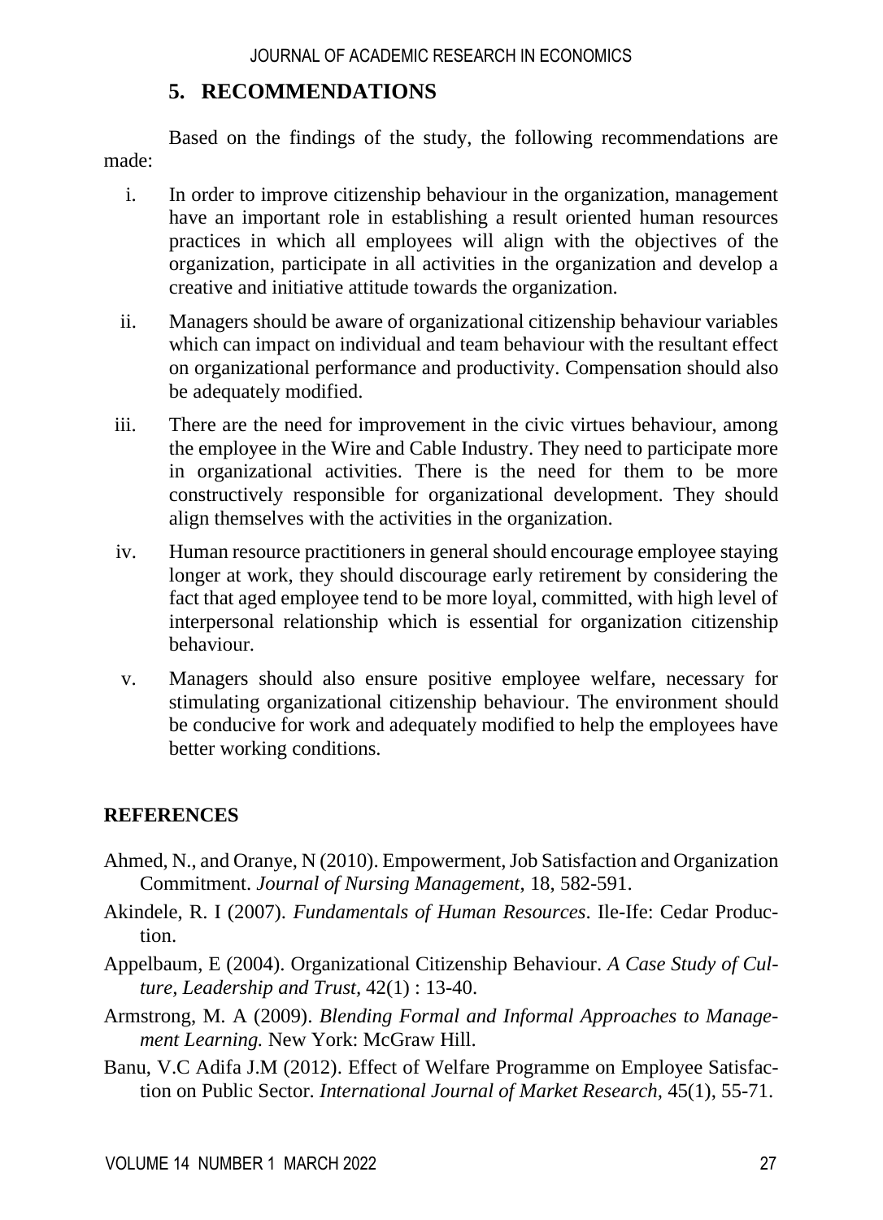## 5. RECOMMENDATIONS

Based on the findings of the study, the following recommendations are made:

i. In order to improve citizenship behaviour in the organization, management have an important role in establishing a result oriented human resources practices in which all employees will align with the objectives of the organization, participate in all activities in the organization and develop a creative and initiative attitude towards the organization.

ii. Managers should be aware of organizational citizenship behaviour variables which can impact on individual and team behaviour with the resultant effect on organizational performance and productivity. Compensation should also be adequately modified.

iii. There are the need for improvement in the civic virtues behaviour, among the employee in the Wire and Cable Industry. They need to participate more in organizational activities. There is the need for them to be more constructively responsible for organizational development. They should align themselves with the activities in the organization.

iv. Human resource practitioners in general should encourage employee staying longer at work, they should discourage early retirement by considering the fact that aged employee tend to be more loyal, committed, with high level of interpersonal relationship which is essential for organization citizenship behaviour.

v. Managers should also ensure positive employee welfare, necessary for stimulating organizational citizenship behaviour. The environment should be conducive for work and adequately modified to help the employees have better working conditions.

## REFERENCES

Ahmed, N., and Oranye, N (2010). Empowerment, Job Satisfaction and Organization Commitment. *Journal of Nursing Management*, 18, 582-591.

Akindele, R. I (2007). *Fundamentals of Human Resources*. Ile-Ife: Cedar Production.

Appelbaum, E (2004). Organizational Citizenship Behaviour. *A Case Study of Culture, Leadership and Trust,* 42(1) : 13-40.

Armstrong, M. A (2009). *Blending Formal and Informal Approaches to Management Learning.* New York: McGraw Hill.

Banu, V.C Adifa J.M (2012). Effect of Welfare Programme on Employee Satisfaction on Public Sector. *International Journal of Market Research,* 45(1), 55-71.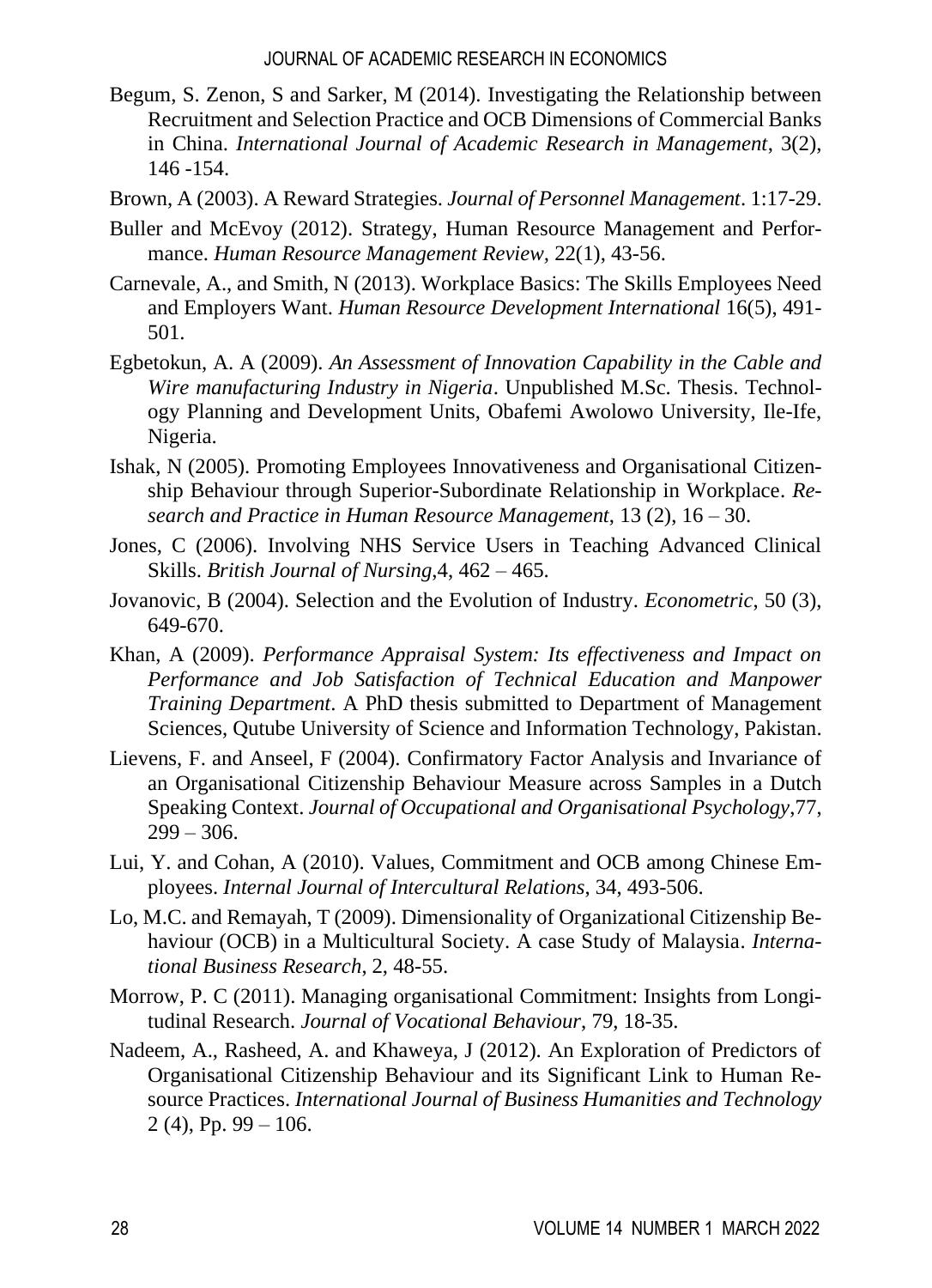Begum, S. Zenon, S and Sarker, M (2014). Investigating the Relationship between Recruitment and Selection Practice and OCB Dimensions of Commercial Banks in China. *International Journal of Academic Research in Management*, 3(2), 146 -154.

Brown, A (2003). A Reward Strategies. *Journal of Personnel Management*. 1:17-29.

Buller and McEvoy (2012). Strategy, Human Resource Management and Performance. *Human Resource Management Review*, 22(1), 43-56.

Carnevale, A., and Smith, N (2013). Workplace Basics: The Skills Employees Need and Employers Want. *Human Resource Development International* 16(5), 491-501.

Egbetokun, A. A (2009). *An Assessment of Innovation Capability in the Cable and Wire manufacturing Industry in Nigeria*. Unpublished M.Sc. Thesis. Technology Planning and Development Units, Obafemi Awolowo University, Ile-Ife, Nigeria.

Ishak, N (2005). Promoting Employees Innovativeness and Organisational Citizenship Behaviour through Superior-Subordinate Relationship in Workplace. *Research and Practice in Human Resource Management*, 13 (2), 16 – 30.

Jones, C (2006). Involving NHS Service Users in Teaching Advanced Clinical Skills. *British Journal of Nursing*,4, 462 – 465.

Jovanovic, B (2004). Selection and the Evolution of Industry. *Econometric*, 50 (3), 649-670.

Khan, A (2009). *Performance Appraisal System: Its effectiveness and Impact on Performance and Job Satisfaction of Technical Education and Manpower Training Department*. A PhD thesis submitted to Department of Management Sciences, Qutube University of Science and Information Technology, Pakistan.

Lievens, F. and Anseel, F (2004). Confirmatory Factor Analysis and Invariance of an Organisational Citizenship Behaviour Measure across Samples in a Dutch Speaking Context. *Journal of Occupational and Organisational Psychology*,77, 299 – 306.

Lui, Y. and Cohan, A (2010). Values, Commitment and OCB among Chinese Employees. *Internal Journal of Intercultural Relations*, 34, 493-506.

Lo, M.C. and Remayah, T (2009). Dimensionality of Organizational Citizenship Behaviour (OCB) in a Multicultural Society. A case Study of Malaysia. *International Business Research*, 2, 48-55.

Morrow, P. C (2011). Managing organisational Commitment: Insights from Longitudinal Research. *Journal of Vocational Behaviour*, 79, 18-35.

Nadeem, A., Rasheed, A. and Khaweya, J (2012). An Exploration of Predictors of Organisational Citizenship Behaviour and its Significant Link to Human Resource Practices. *International Journal of Business Humanities and Technology* 2 (4), Pp. 99 – 106.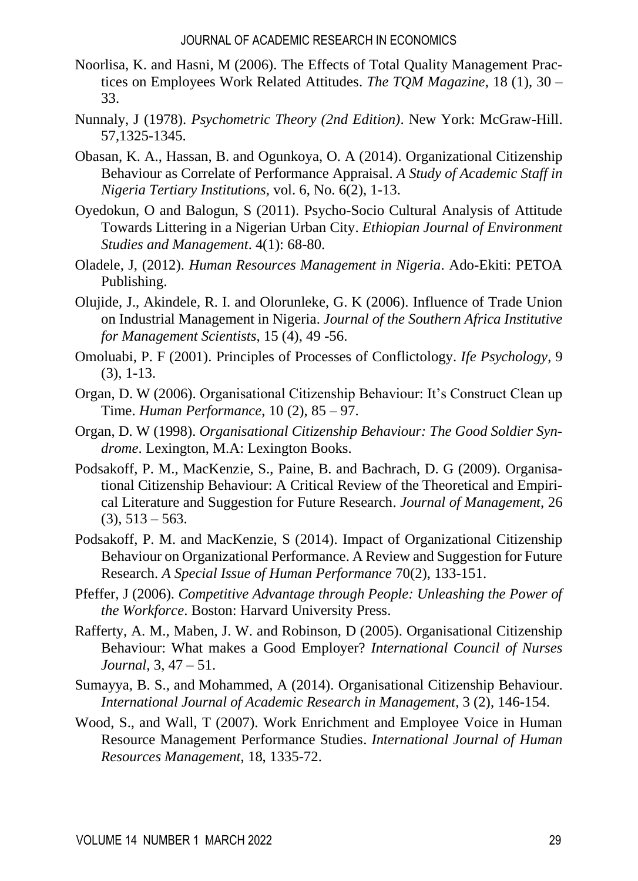Noorlisa, K. and Hasni, M (2006). The Effects of Total Quality Management Practices on Employees Work Related Attitudes. *The TQM Magazine*, 18 (1), 30 – 33.

Nunnaly, J (1978). *Psychometric Theory (2nd Edition)*. New York: McGraw-Hill. 57,1325-1345.

Obasan, K. A., Hassan, B. and Ogunkoya, O. A (2014). Organizational Citizenship Behaviour as Correlate of Performance Appraisal. *A Study of Academic Staff in Nigeria Tertiary Institutions*, vol. 6, No. 6(2), 1-13.

Oyedokun, O and Balogun, S (2011). Psycho-Socio Cultural Analysis of Attitude Towards Littering in a Nigerian Urban City. *Ethiopian Journal of Environment Studies and Management*. 4(1): 68-80.

Oladele, J, (2012). *Human Resources Management in Nigeria*. Ado-Ekiti: PETOA Publishing.

Olujide, J., Akindele, R. I. and Olorunleke, G. K (2006). Influence of Trade Union on Industrial Management in Nigeria. *Journal of the Southern Africa Institutive for Management Scientists*, 15 (4), 49 -56.

Omoluabi, P. F (2001). Principles of Processes of Conflictology. *Ife Psychology*, 9 (3), 1-13.

Organ, D. W (2006). Organisational Citizenship Behaviour: It's Construct Clean up Time. *Human Performance*, 10 (2), 85 – 97.

Organ, D. W (1998). *Organisational Citizenship Behaviour: The Good Soldier Syndrome*. Lexington, M.A: Lexington Books.

Podsakoff, P. M., MacKenzie, S., Paine, B. and Bachrach, D. G (2009). Organisational Citizenship Behaviour: A Critical Review of the Theoretical and Empirical Literature and Suggestion for Future Research. *Journal of Management*, 26 (3), 513 – 563.

Podsakoff, P. M. and MacKenzie, S (2014). Impact of Organizational Citizenship Behaviour on Organizational Performance. A Review and Suggestion for Future Research. *A Special Issue of Human Performance* 70(2), 133-151.

Pfeffer, J (2006). *Competitive Advantage through People: Unleashing the Power of the Workforce*. Boston: Harvard University Press.

Rafferty, A. M., Maben, J. W. and Robinson, D (2005). Organisational Citizenship Behaviour: What makes a Good Employer? *International Council of Nurses Journal*, 3, 47 – 51.

Sumayya, B. S., and Mohammed, A (2014). Organisational Citizenship Behaviour. *International Journal of Academic Research in Management*, 3 (2), 146-154.

Wood, S., and Wall, T (2007). Work Enrichment and Employee Voice in Human Resource Management Performance Studies. *International Journal of Human Resources Management*, 18, 1335-72.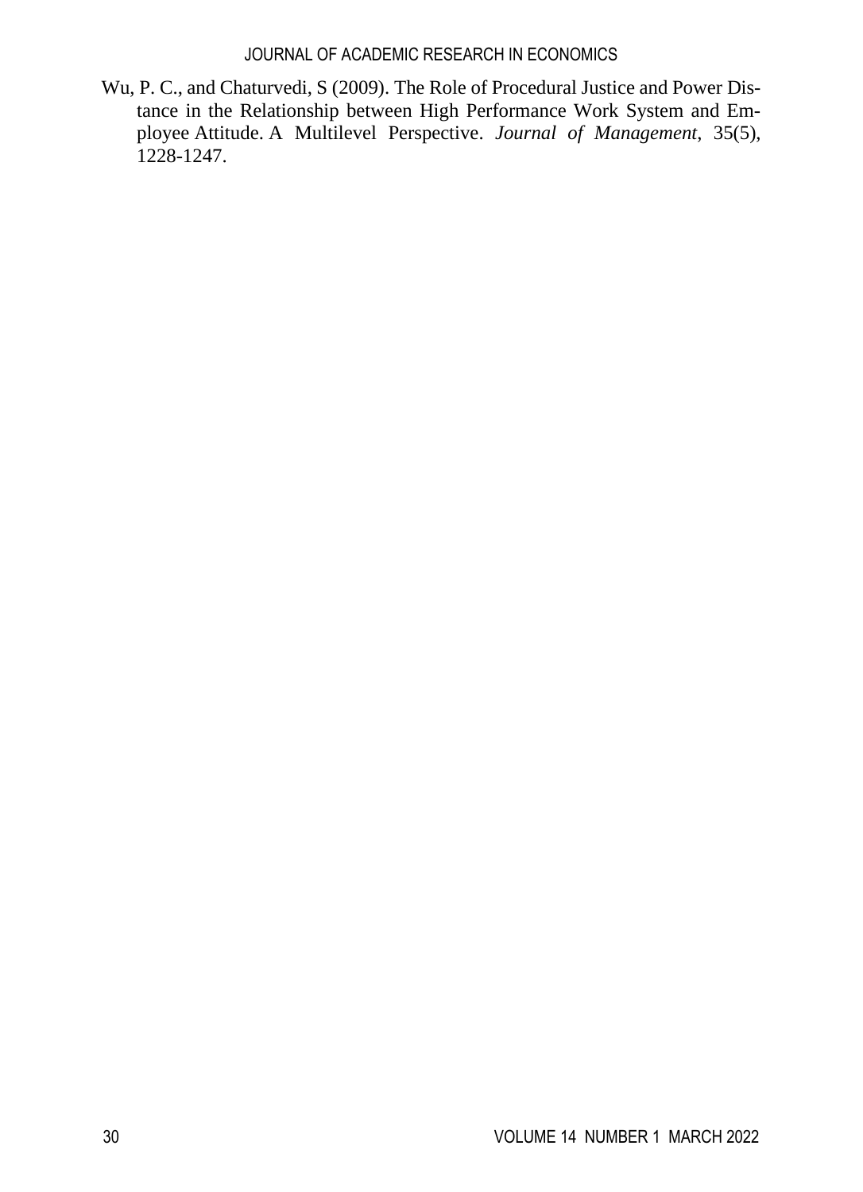Wu, P. C., and Chaturvedi, S (2009). The Role of Procedural Justice and Power Distance in the Relationship between High Performance Work System and Employee Attitude. A Multilevel Perspective. *Journal of Management*, 35(5), 1228-1247.